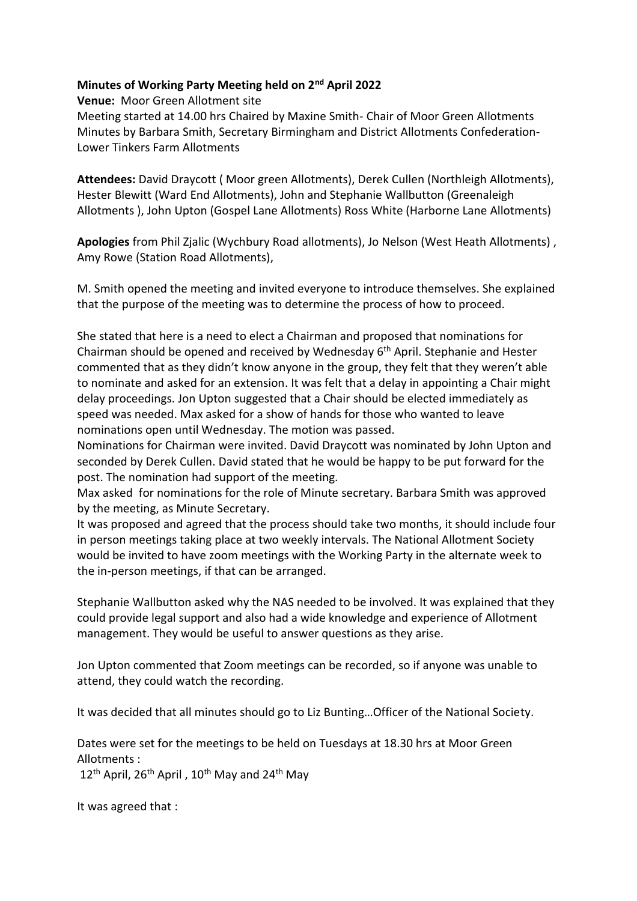**Minutes of Working Party Meeting held on 2nd April 2022**

**Venue:** Moor Green Allotment site

Meeting started at 14.00 hrs Chaired by Maxine Smith- Chair of Moor Green Allotments
Minutes by Barbara Smith, Secretary Birmingham and District Allotments Confederation- Lower Tinkers Farm Allotments

**Attendees:** David Draycott ( Moor green Allotments), Derek Cullen (Northleigh Allotments), Hester Blewitt (Ward End Allotments), John and Stephanie Wallbutton (Greenaleigh Allotments ), John Upton (Gospel Lane Allotments) Ross White (Harborne Lane Allotments)

**Apologies** from Phil Zjalic (Wychbury Road allotments), Jo Nelson (West Heath Allotments) , Amy Rowe (Station Road Allotments),

M. Smith opened the meeting and invited everyone to introduce themselves. She explained that the purpose of the meeting was to determine the process of how to proceed.

She stated that here is a need to elect a Chairman and proposed that nominations for Chairman should be opened and received by Wednesday 6th April. Stephanie and Hester commented that as they didn't know anyone in the group, they felt that they weren't able to nominate and asked for an extension. It was felt that a delay in appointing a Chair might delay proceedings. Jon Upton suggested that a Chair should be elected immediately as speed was needed. Max asked for a show of hands for those who wanted to leave nominations open until Wednesday. The motion was passed.

Nominations for Chairman were invited. David Draycott was nominated by John Upton and seconded by Derek Cullen. David stated that he would be happy to be put forward for the post. The nomination had support of the meeting.

Max asked for nominations for the role of Minute secretary. Barbara Smith was approved by the meeting, as Minute Secretary.

It was proposed and agreed that the process should take two months, it should include four in person meetings taking place at two weekly intervals. The National Allotment Society would be invited to have zoom meetings with the Working Party in the alternate week to the in-person meetings, if that can be arranged.

Stephanie Wallbutton asked why the NAS needed to be involved. It was explained that they could provide legal support and also had a wide knowledge and experience of Allotment management. They would be useful to answer questions as they arise.

Jon Upton commented that Zoom meetings can be recorded, so if anyone was unable to attend, they could watch the recording.

It was decided that all minutes should go to Liz Bunting…Officer of the National Society.

Dates were set for the meetings to be held on Tuesdays at 18.30 hrs at Moor Green Allotments :

12th April, 26th April , 10th May and 24th May

It was agreed that :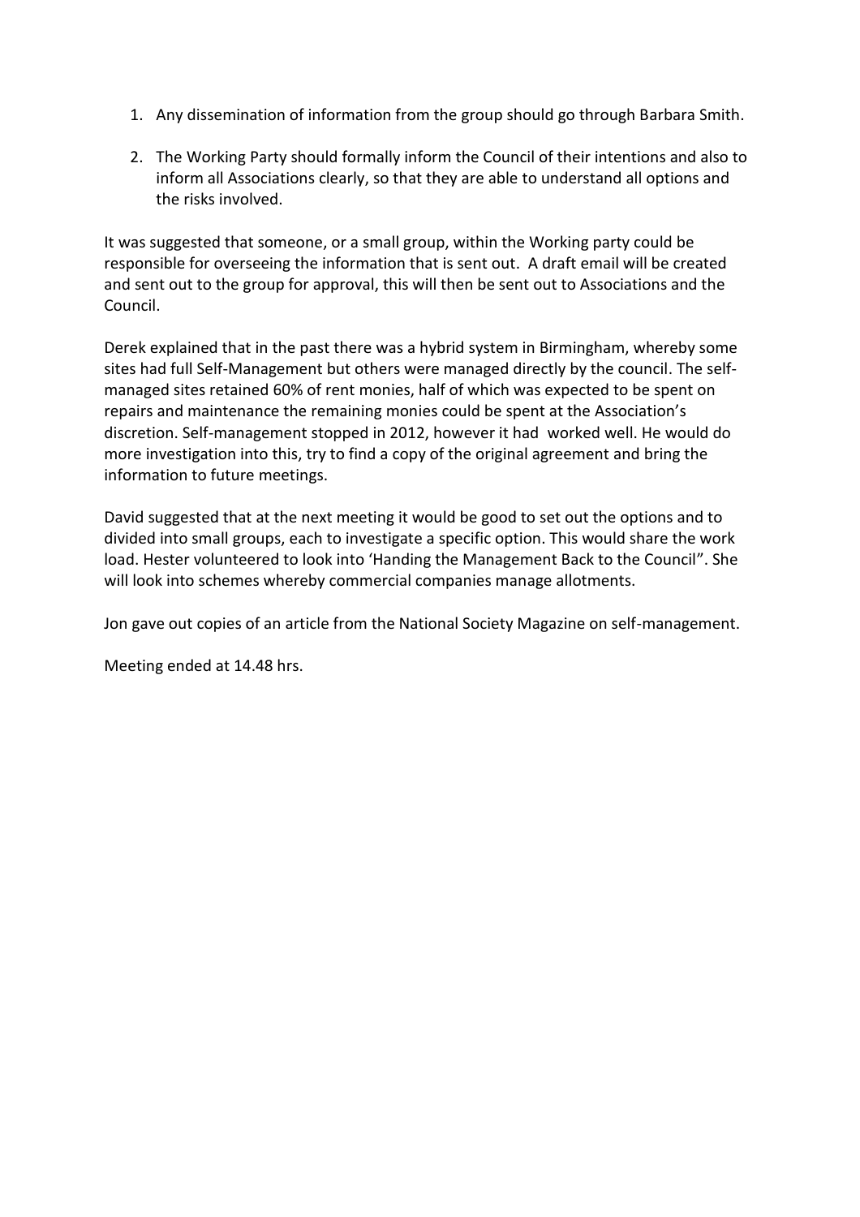1. Any dissemination of information from the group should go through Barbara Smith.

2. The Working Party should formally inform the Council of their intentions and also to inform all Associations clearly, so that they are able to understand all options and the risks involved.

It was suggested that someone, or a small group, within the Working party could be responsible for overseeing the information that is sent out. A draft email will be created and sent out to the group for approval, this will then be sent out to Associations and the Council.

Derek explained that in the past there was a hybrid system in Birmingham, whereby some sites had full Self-Management but others were managed directly by the council. The self-managed sites retained 60% of rent monies, half of which was expected to be spent on repairs and maintenance the remaining monies could be spent at the Association's discretion. Self-management stopped in 2012, however it had worked well. He would do more investigation into this, try to find a copy of the original agreement and bring the information to future meetings.

David suggested that at the next meeting it would be good to set out the options and to divided into small groups, each to investigate a specific option. This would share the work load. Hester volunteered to look into 'Handing the Management Back to the Council". She will look into schemes whereby commercial companies manage allotments.

Jon gave out copies of an article from the National Society Magazine on self-management.

Meeting ended at 14.48 hrs.